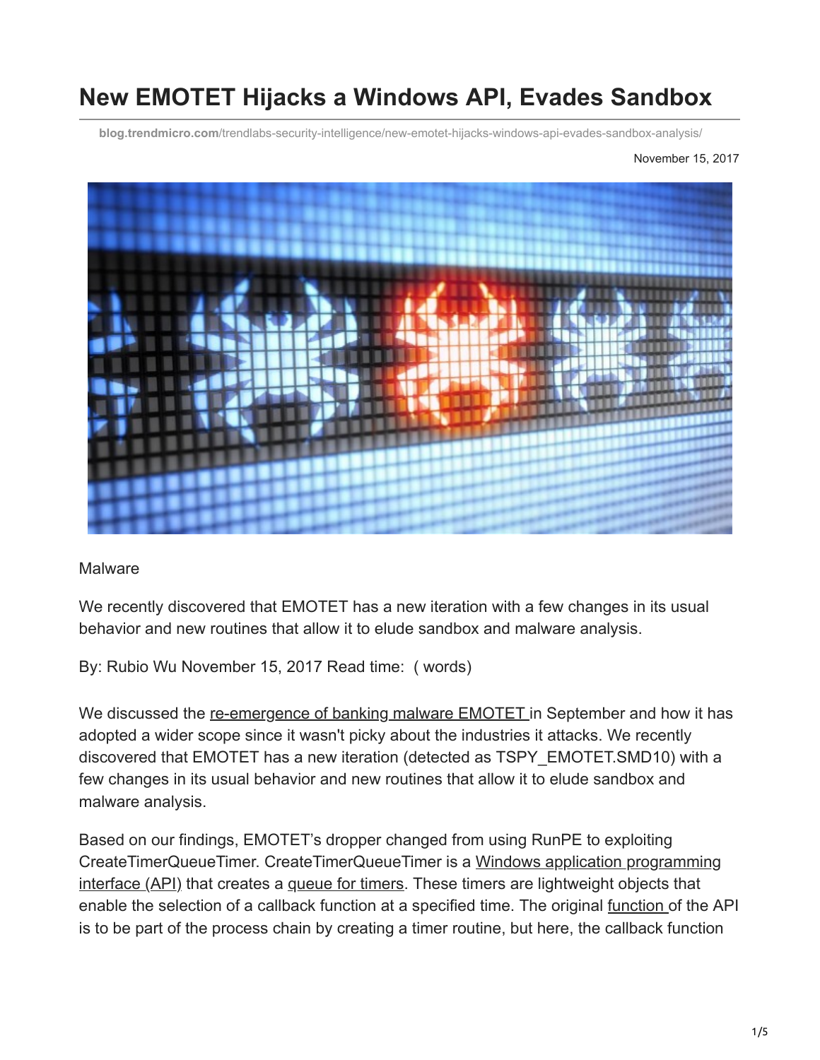# New EMOTET Hijacks a Windows API, Evades Sandbox

**blog.trendmicro.com**/trendlabs-security-intelligence/new-emotet-hijacks-windows-api-evades-sandbox-analysis/

November 15, 2017

Malware

We recently discovered that EMOTET has a new iteration with a few changes in its usual behavior and new routines that allow it to elude sandbox and malware analysis.

By: Rubio Wu November 15, 2017 Read time: ( words)

We discussed the re-emergence of banking malware EMOTET in September and how it has adopted a wider scope since it wasn't picky about the industries it attacks. We recently discovered that EMOTET has a new iteration (detected as TSPY_EMOTET.SMD10) with a few changes in its usual behavior and new routines that allow it to elude sandbox and malware analysis.

Based on our findings, EMOTET's dropper changed from using RunPE to exploiting CreateTimerQueueTimer. CreateTimerQueueTimer is a Windows application programming interface (API) that creates a queue for timers. These timers are lightweight objects that enable the selection of a callback function at a specified time. The original function of the API is to be part of the process chain by creating a timer routine, but here, the callback function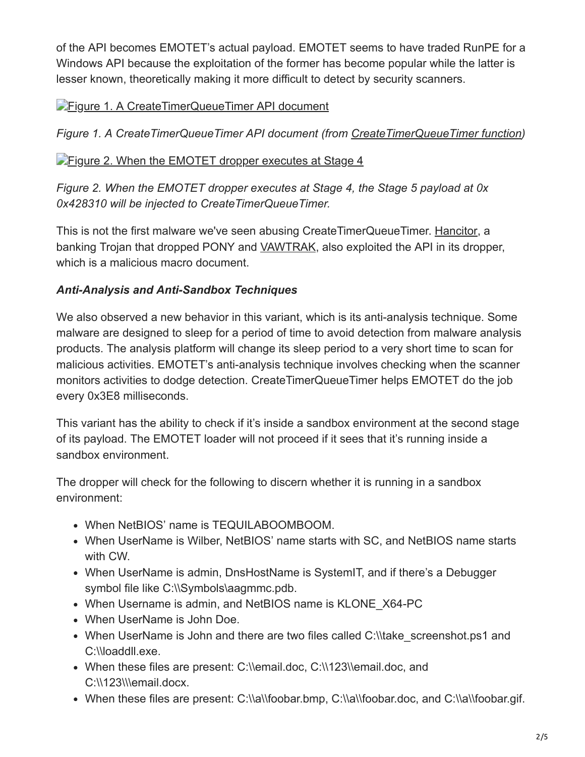of the API becomes EMOTET's actual payload. EMOTET seems to have traded RunPE for a Windows API because the exploitation of the former has become popular while the latter is lesser known, theoretically making it more difficult to detect by security scanners.

Figure 1. A CreateTimerQueueTimer API document

*Figure 1. A CreateTimerQueueTimer API document (from CreateTimerQueueTimer function)*

Figure 2. When the EMOTET dropper executes at Stage 4

*Figure 2. When the EMOTET dropper executes at Stage 4, the Stage 5 payload at 0x 0x428310 will be injected to CreateTimerQueueTimer.*

This is not the first malware we've seen abusing CreateTimerQueueTimer. Hancitor, a banking Trojan that dropped PONY and VAWTRAK, also exploited the API in its dropper, which is a malicious macro document.

***Anti-Analysis and Anti-Sandbox Techniques***

We also observed a new behavior in this variant, which is its anti-analysis technique. Some malware are designed to sleep for a period of time to avoid detection from malware analysis products. The analysis platform will change its sleep period to a very short time to scan for malicious activities. EMOTET's anti-analysis technique involves checking when the scanner monitors activities to dodge detection. CreateTimerQueueTimer helps EMOTET do the job every 0x3E8 milliseconds.

This variant has the ability to check if it's inside a sandbox environment at the second stage of its payload. The EMOTET loader will not proceed if it sees that it's running inside a sandbox environment.

The dropper will check for the following to discern whether it is running in a sandbox environment:

- When NetBIOS' name is TEQUILABOOMBOOM.
- When UserName is Wilber, NetBIOS' name starts with SC, and NetBIOS name starts with CW.
- When UserName is admin, DnsHostName is SystemIT, and if there's a Debugger symbol file like C:\\Symbols\aagmmc.pdb.
- When Username is admin, and NetBIOS name is KLONE_X64-PC
- When UserName is John Doe.
- When UserName is John and there are two files called C:\\take_screenshot.ps1 and C:\\loaddll.exe.
- When these files are present: C:\\email.doc, C:\\123\\email.doc, and C:\\123\\\email.docx.
- When these files are present: C:\\a\\foobar.bmp, C:\\a\\foobar.doc, and C:\\a\\foobar.gif.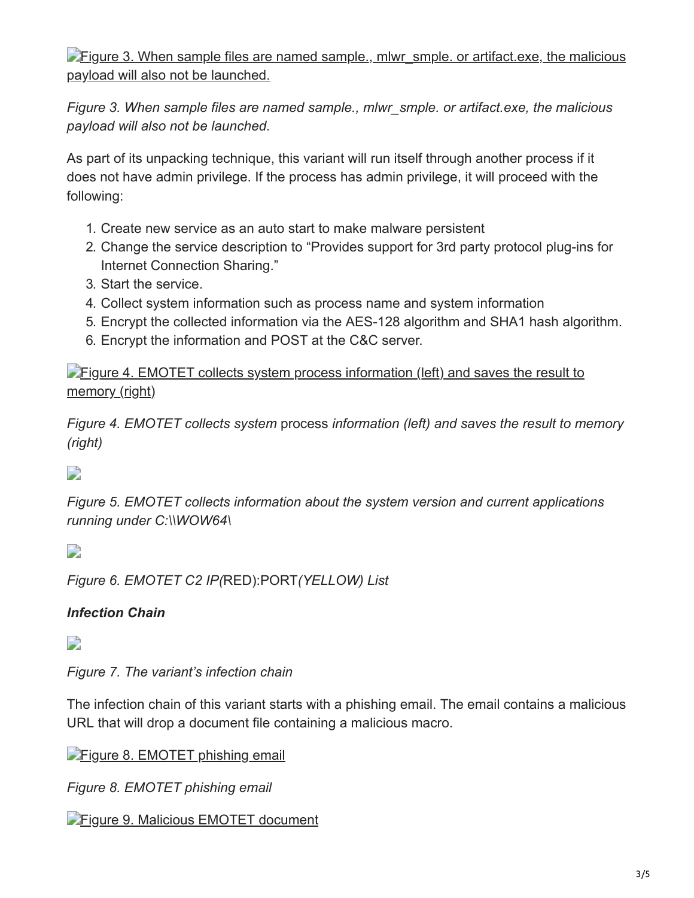Figure 3. When sample files are named sample., mlwr_smple. or artifact.exe, the malicious payload will also not be launched.

*Figure 3. When sample files are named sample., mlwr_smple. or artifact.exe, the malicious payload will also not be launched.*

As part of its unpacking technique, this variant will run itself through another process if it does not have admin privilege. If the process has admin privilege, it will proceed with the following:

1. Create new service as an auto start to make malware persistent
2. Change the service description to "Provides support for 3rd party protocol plug-ins for Internet Connection Sharing."
3. Start the service.
4. Collect system information such as process name and system information
5. Encrypt the collected information via the AES-128 algorithm and SHA1 hash algorithm.
6. Encrypt the information and POST at the C&C server.

Figure 4. EMOTET collects system process information (left) and saves the result to memory (right)

*Figure 4. EMOTET collects system* process *information (left) and saves the result to memory (right)*

*Figure 5. EMOTET collects information about the system version and current applications running under C:\\WOW64\*

*Figure 6. EMOTET C2 IP(*RED):PORT*(YELLOW) List*

***Infection Chain***

*Figure 7. The variant's infection chain*

The infection chain of this variant starts with a phishing email. The email contains a malicious URL that will drop a document file containing a malicious macro.

Figure 8. EMOTET phishing email

*Figure 8. EMOTET phishing email*

Figure 9. Malicious EMOTET document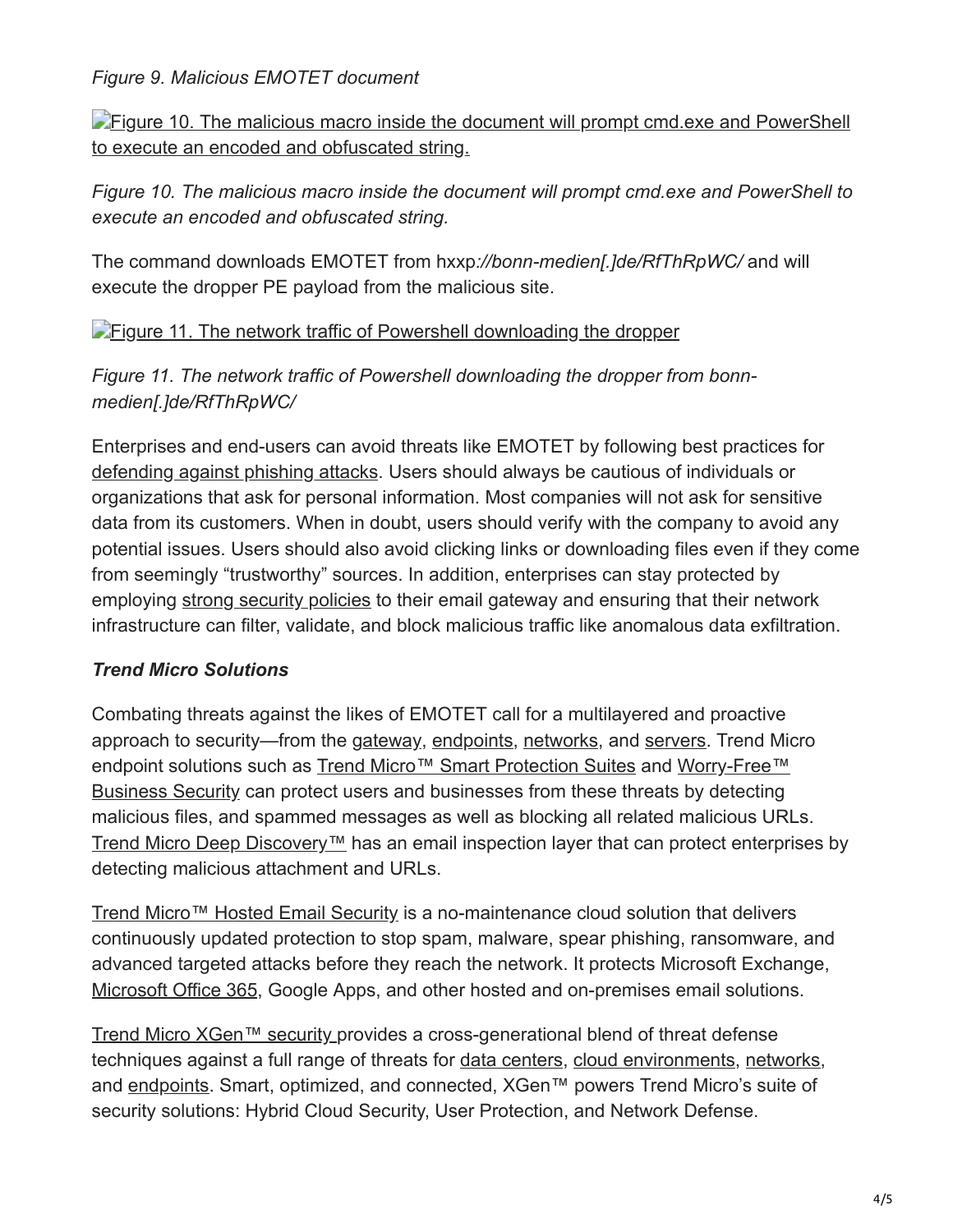*Figure 9. Malicious EMOTET document*

Figure 10. The malicious macro inside the document will prompt cmd.exe and PowerShell to execute an encoded and obfuscated string.

*Figure 10. The malicious macro inside the document will prompt cmd.exe and PowerShell to execute an encoded and obfuscated string.*

The command downloads EMOTET from hxxp*://bonn-medien[.]de/RfThRpWC/* and will execute the dropper PE payload from the malicious site.

Figure 11. The network traffic of Powershell downloading the dropper

*Figure 11. The network traffic of Powershell downloading the dropper from bonn-medien[.]de/RfThRpWC/*

Enterprises and end-users can avoid threats like EMOTET by following best practices for defending against phishing attacks. Users should always be cautious of individuals or organizations that ask for personal information. Most companies will not ask for sensitive data from its customers. When in doubt, users should verify with the company to avoid any potential issues. Users should also avoid clicking links or downloading files even if they come from seemingly "trustworthy" sources. In addition, enterprises can stay protected by employing strong security policies to their email gateway and ensuring that their network infrastructure can filter, validate, and block malicious traffic like anomalous data exfiltration.

### ***Trend Micro Solutions***

Combating threats against the likes of EMOTET call for a multilayered and proactive approach to security—from the gateway, endpoints, networks, and servers. Trend Micro endpoint solutions such as Trend Micro™ Smart Protection Suites and Worry-Free™ Business Security can protect users and businesses from these threats by detecting malicious files, and spammed messages as well as blocking all related malicious URLs. Trend Micro Deep Discovery™ has an email inspection layer that can protect enterprises by detecting malicious attachment and URLs.

Trend Micro™ Hosted Email Security is a no-maintenance cloud solution that delivers continuously updated protection to stop spam, malware, spear phishing, ransomware, and advanced targeted attacks before they reach the network. It protects Microsoft Exchange, Microsoft Office 365, Google Apps, and other hosted and on-premises email solutions.

Trend Micro XGen™ security provides a cross-generational blend of threat defense techniques against a full range of threats for data centers, cloud environments, networks, and endpoints. Smart, optimized, and connected, XGen™ powers Trend Micro's suite of security solutions: Hybrid Cloud Security, User Protection, and Network Defense.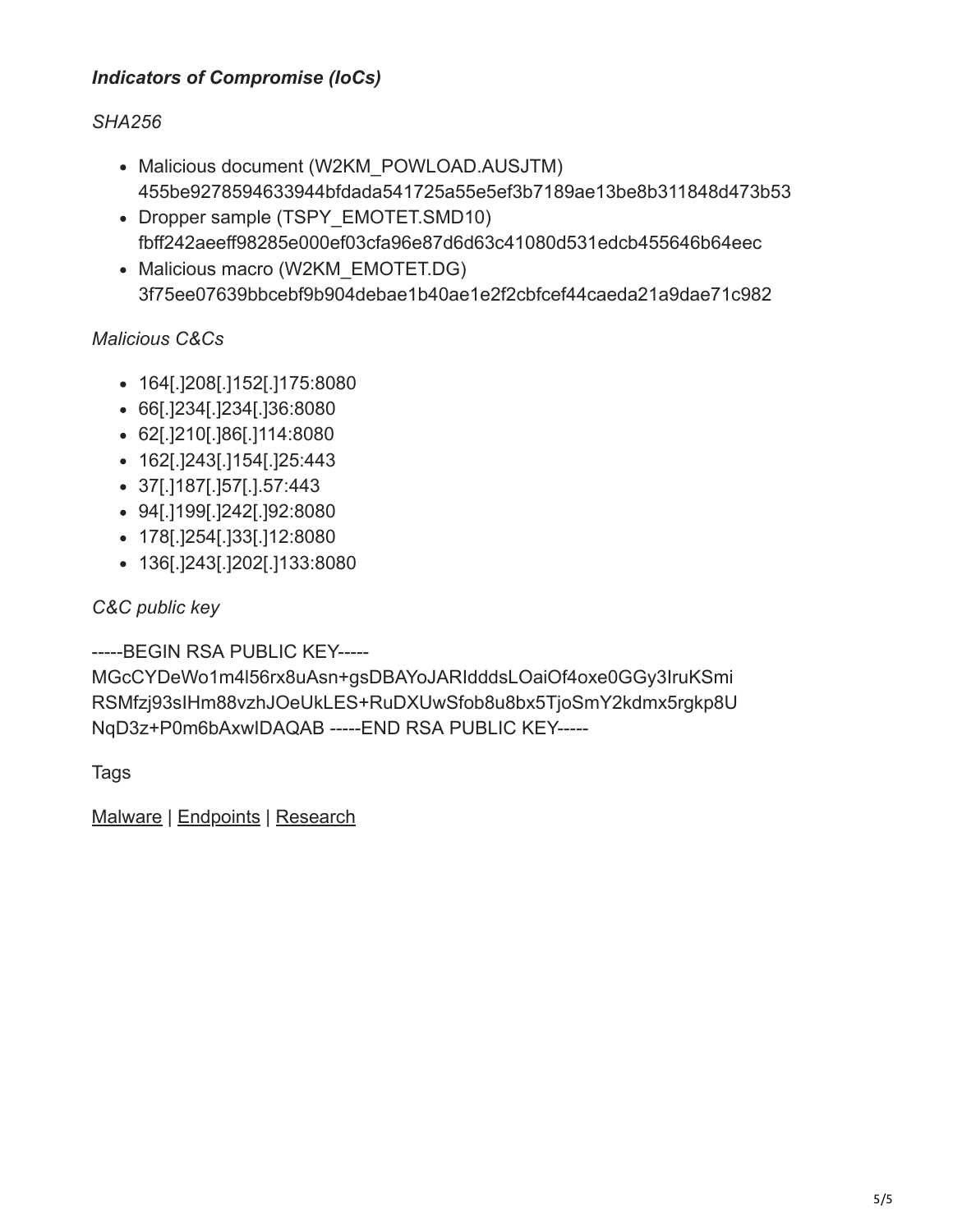***Indicators of Compromise (IoCs)***

*SHA256*

- Malicious document (W2KM_POWLOAD.AUSJTM) 455be9278594633944bfdada541725a55e5ef3b7189ae13be8b311848d473b53
- Dropper sample (TSPY_EMOTET.SMD10) fbff242aeeff98285e000ef03cfa96e87d6d63c41080d531edcb455646b64eec
- Malicious macro (W2KM_EMOTET.DG) 3f75ee07639bbcebf9b904debae1b40ae1e2f2cbfcef44caeda21a9dae71c982

*Malicious C&Cs*

- 164[.]208[.]152[.]175:8080
- 66[.]234[.]234[.]36:8080
- 62[.]210[.]86[.]114:8080
- 162[.]243[.]154[.]25:443
- 37[.]187[.]57[.].57:443
- 94[.]199[.]242[.]92:8080
- 178[.]254[.]33[.]12:8080
- 136[.]243[.]202[.]133:8080

*C&C public key*

-----BEGIN RSA PUBLIC KEY-----
MGcCYDeWo1m4l56rx8uAsn+gsDBAYoJARIdddsLOaiOf4oxe0GGy3IruKSmi
RSMfzj93sIHm88vzhJOeUkLES+RuDXUwSfob8u8bx5TjoSmY2kdmx5rgkp8U
NqD3z+P0m6bAxwIDAQAB -----END RSA PUBLIC KEY-----

Tags

Malware | Endpoints | Research